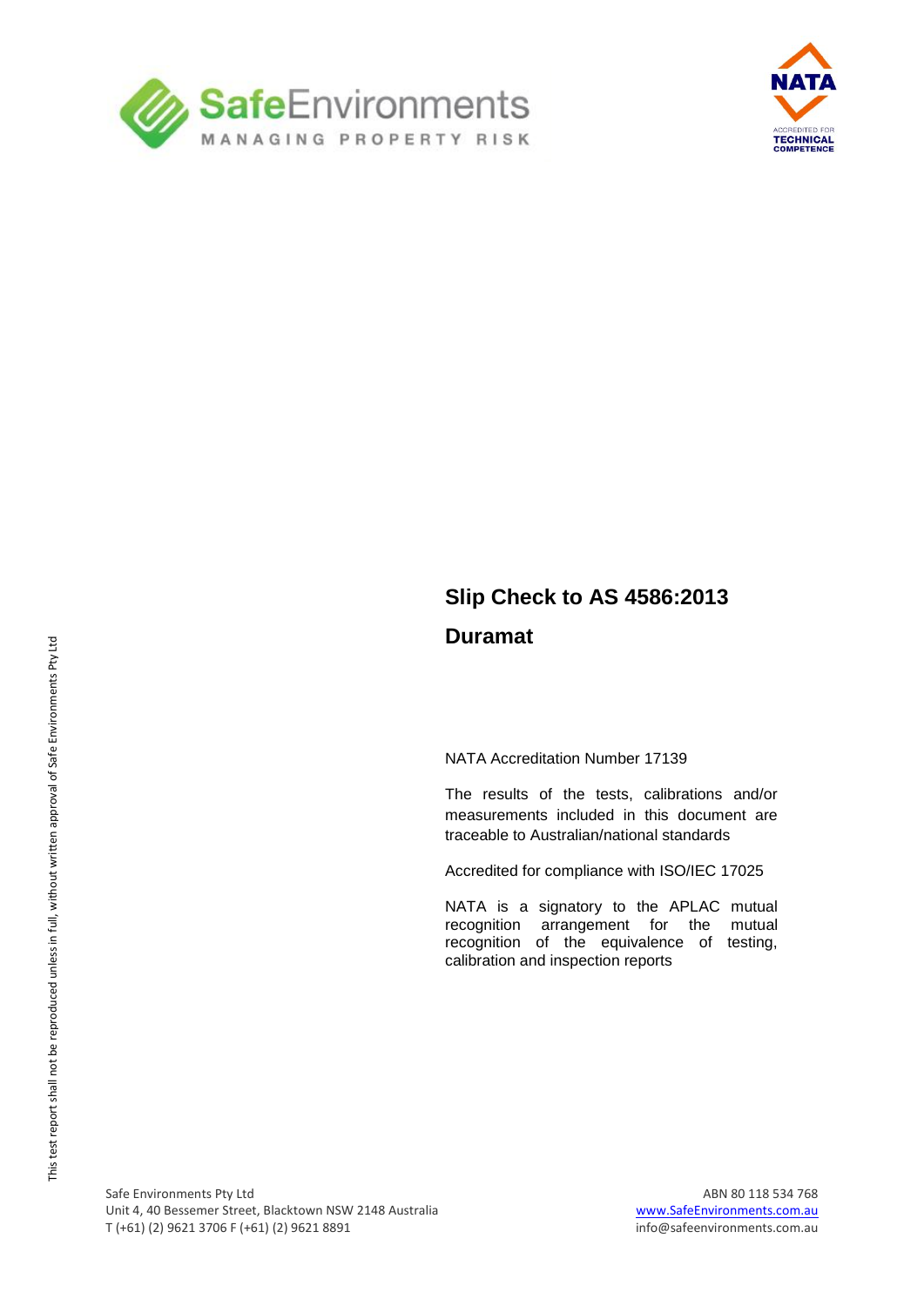# Slip Check to AS 4586:2013

## Duramat

NATA Accreditation Number 17139

The results of the tests, calibrations and/or measurements included in this document are traceable to Australian/national standards

Accredited for compliance with ISO/IEC 17025

NATA is a signatory to the APLAC mutual recognition arrangement for the mutual recognition of the equivalence of testing, calibration and inspection reports

This test report shall not be reproduced unless in full, without written approval of Safe Environments Pty Ltd

Safe Environments Pty Ltd
Unit 4, 40 Bessemer Street, Blacktown NSW 2148 Australia
T (+61) (2) 9621 3706 F (+61) (2) 9621 8891

ABN 80 118 534 768
www.SafeEnvironments.com.au
info@safeenvironments.com.au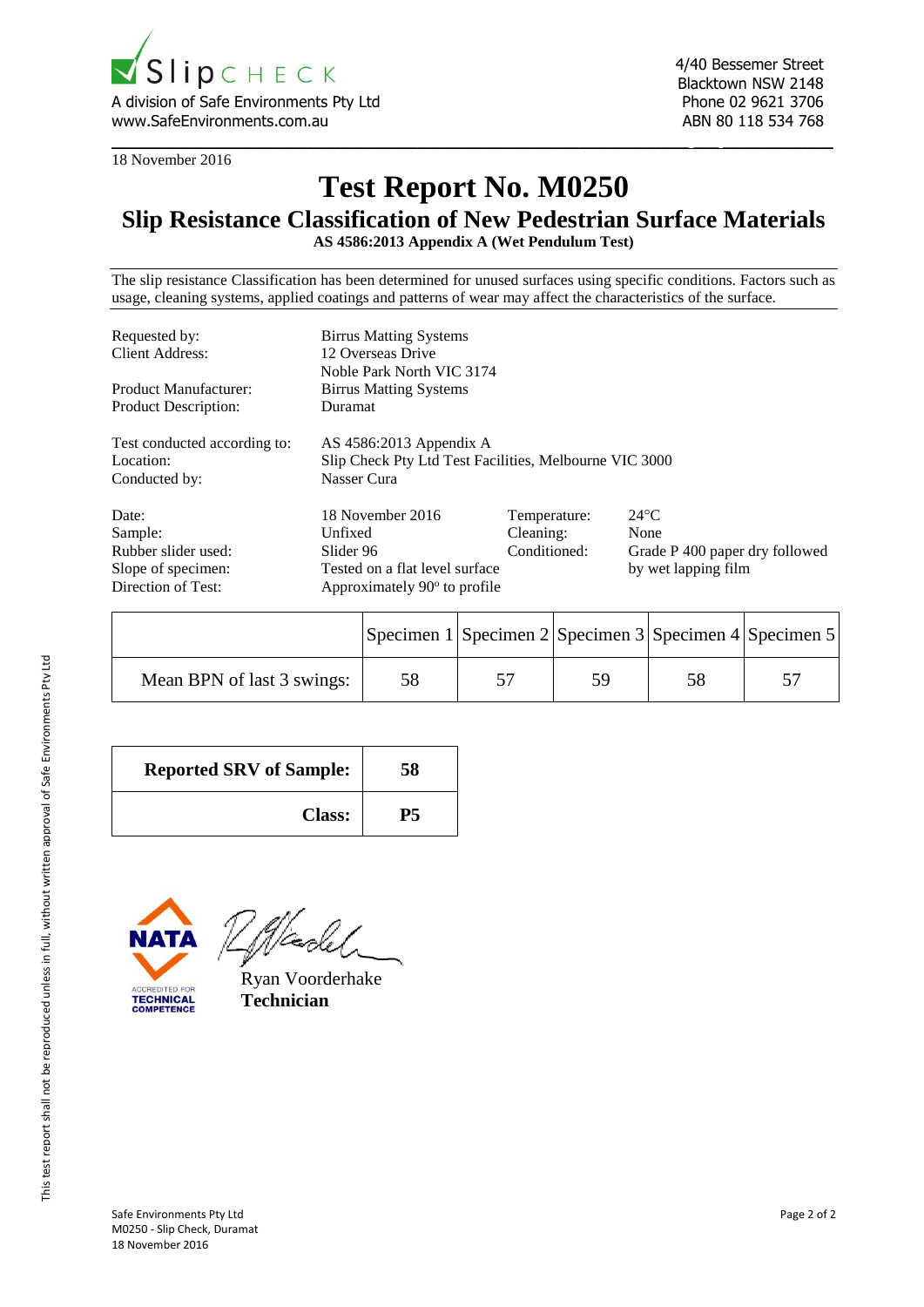SlipCHECK

A division of Safe Environments Pty Ltd
www.SafeEnvironments.com.au

4/40 Bessemer Street
Blacktown NSW 2148
Phone 02 9621 3706
ABN 80 118 534 768

18 November 2016

# Test Report No. M0250

## Slip Resistance Classification of New Pedestrian Surface Materials

**AS 4586:2013 Appendix A (Wet Pendulum Test)**

The slip resistance Classification has been determined for unused surfaces using specific conditions. Factors such as usage, cleaning systems, applied coatings and patterns of wear may affect the characteristics of the surface.

Requested by: Birrus Matting Systems
Client Address: 12 Overseas Drive
Noble Park North VIC 3174

Product Manufacturer: Birrus Matting Systems
Product Description: Duramat

Test conducted according to: AS 4586:2013 Appendix A
Location: Slip Check Pty Ltd Test Facilities, Melbourne VIC 3000
Conducted by: Nasser Cura

Date: 18 November 2016
Sample: Unfixed
Rubber slider used: Slider 96
Slope of specimen: Tested on a flat level surface
Direction of Test: Approximately 90° to profile

Temperature: 24°C
Cleaning: None
Conditioned: Grade P 400 paper dry followed by wet lapping film

| | Specimen 1 | Specimen 2 | Specimen 3 | Specimen 4 | Specimen 5 |
|---|---|---|---|---|---|
| Mean BPN of last 3 swings: | 58 | 57 | 59 | 58 | 57 |

| | |
|---|---|
| **Reported SRV of Sample:** | **58** |
| **Class:** | **P5** |

NATA ACCREDITED FOR TECHNICAL COMPETENCE

Ryan Voorderhake
**Technician**

This test report shall not be reproduced unless in full, without written approval of Safe Environments Pty Ltd

Safe Environments Pty Ltd
M0250 - Slip Check, Duramat
18 November 2016